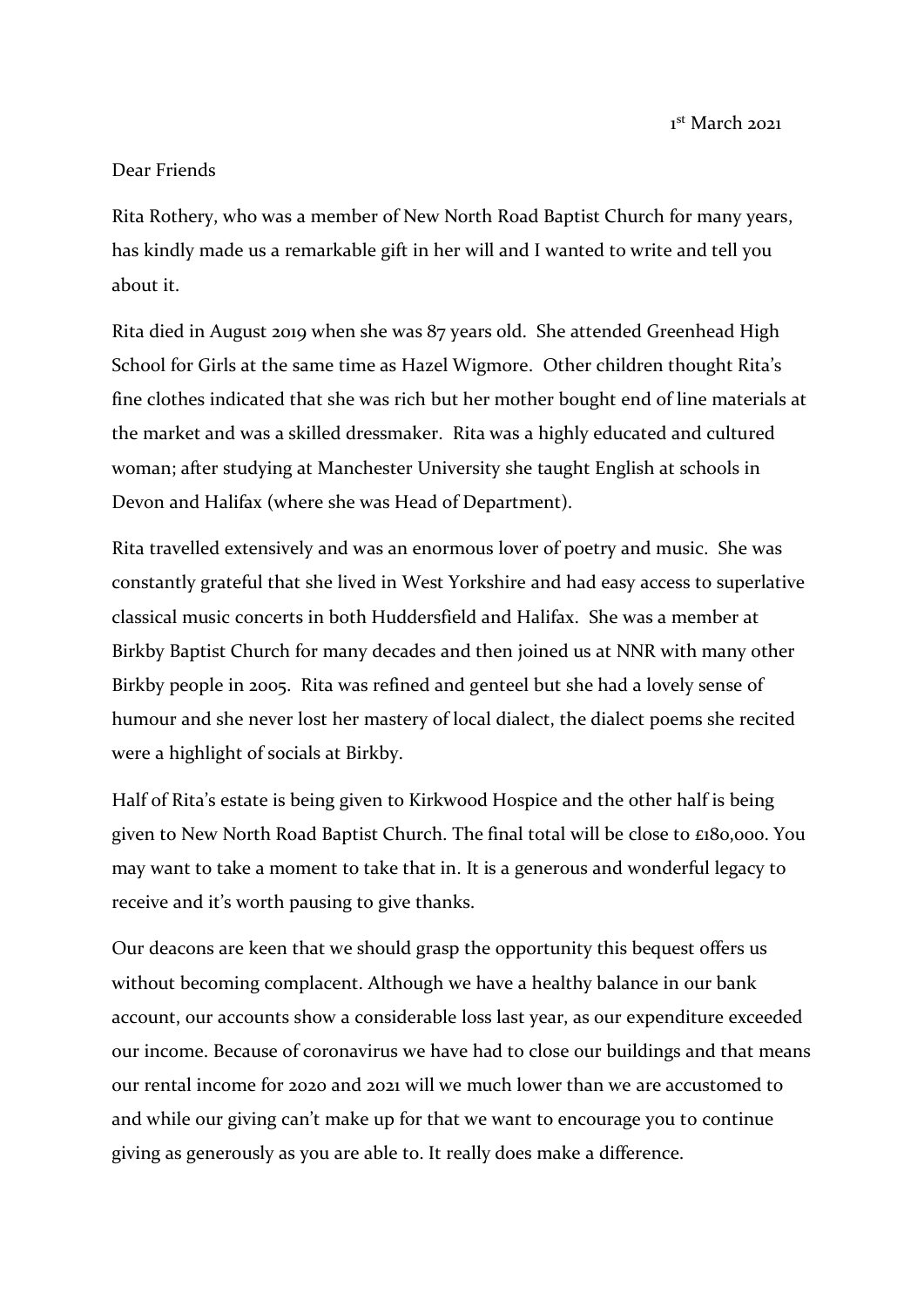1st March 2021

Dear Friends

Rita Rothery, who was a member of New North Road Baptist Church for many years, has kindly made us a remarkable gift in her will and I wanted to write and tell you about it.

Rita died in August 2019 when she was 87 years old. She attended Greenhead High School for Girls at the same time as Hazel Wigmore. Other children thought Rita's fine clothes indicated that she was rich but her mother bought end of line materials at the market and was a skilled dressmaker. Rita was a highly educated and cultured woman; after studying at Manchester University she taught English at schools in Devon and Halifax (where she was Head of Department).

Rita travelled extensively and was an enormous lover of poetry and music. She was constantly grateful that she lived in West Yorkshire and had easy access to superlative classical music concerts in both Huddersfield and Halifax. She was a member at Birkby Baptist Church for many decades and then joined us at NNR with many other Birkby people in 2005. Rita was refined and genteel but she had a lovely sense of humour and she never lost her mastery of local dialect, the dialect poems she recited were a highlight of socials at Birkby.

Half of Rita's estate is being given to Kirkwood Hospice and the other half is being given to New North Road Baptist Church. The final total will be close to £180,000. You may want to take a moment to take that in. It is a generous and wonderful legacy to receive and it's worth pausing to give thanks.

Our deacons are keen that we should grasp the opportunity this bequest offers us without becoming complacent. Although we have a healthy balance in our bank account, our accounts show a considerable loss last year, as our expenditure exceeded our income. Because of coronavirus we have had to close our buildings and that means our rental income for 2020 and 2021 will we much lower than we are accustomed to and while our giving can't make up for that we want to encourage you to continue giving as generously as you are able to. It really does make a difference.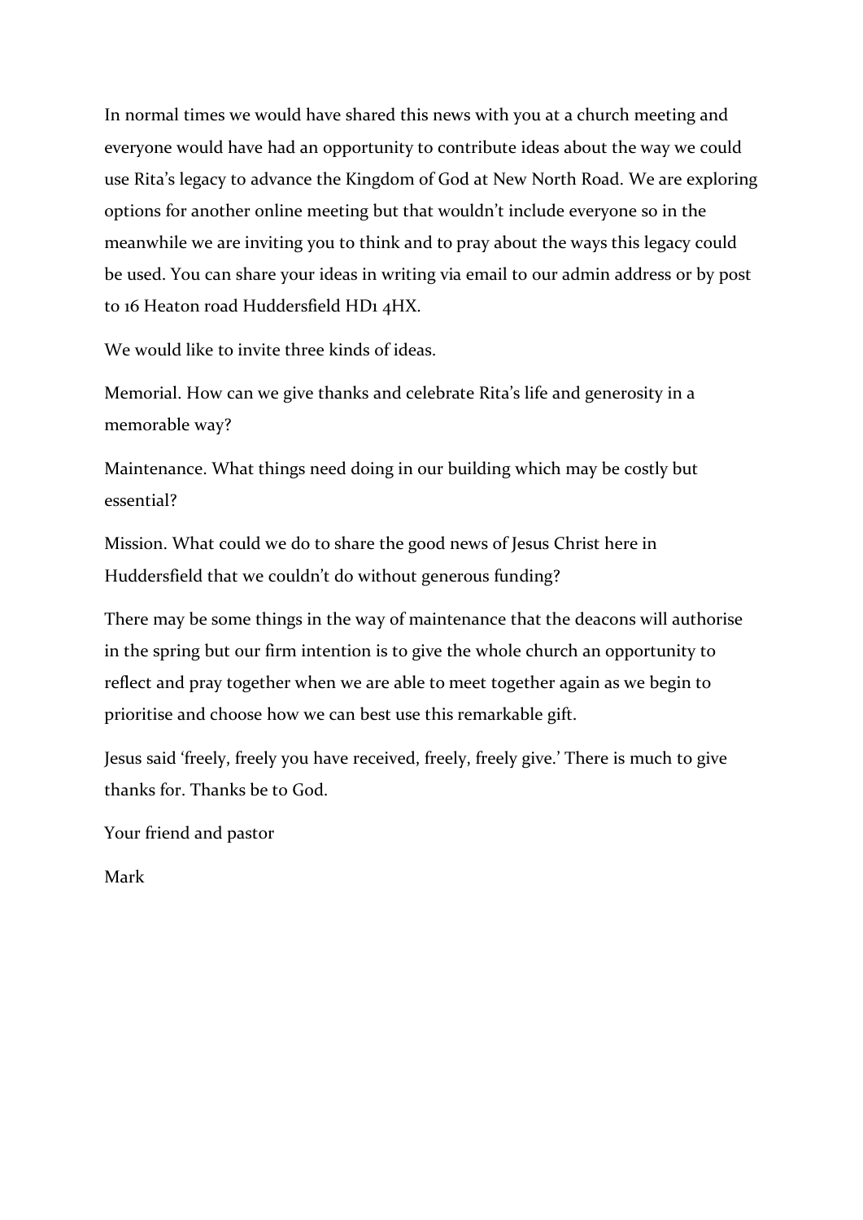In normal times we would have shared this news with you at a church meeting and everyone would have had an opportunity to contribute ideas about the way we could use Rita's legacy to advance the Kingdom of God at New North Road. We are exploring options for another online meeting but that wouldn't include everyone so in the meanwhile we are inviting you to think and to pray about the ways this legacy could be used. You can share your ideas in writing via email to our admin address or by post to 16 Heaton road Huddersfield HD1 4HX.

We would like to invite three kinds of ideas.

Memorial. How can we give thanks and celebrate Rita's life and generosity in a memorable way?

Maintenance. What things need doing in our building which may be costly but essential?

Mission. What could we do to share the good news of Jesus Christ here in Huddersfield that we couldn't do without generous funding?

There may be some things in the way of maintenance that the deacons will authorise in the spring but our firm intention is to give the whole church an opportunity to reflect and pray together when we are able to meet together again as we begin to prioritise and choose how we can best use this remarkable gift.

Jesus said 'freely, freely you have received, freely, freely give.' There is much to give thanks for. Thanks be to God.

Your friend and pastor

Mark